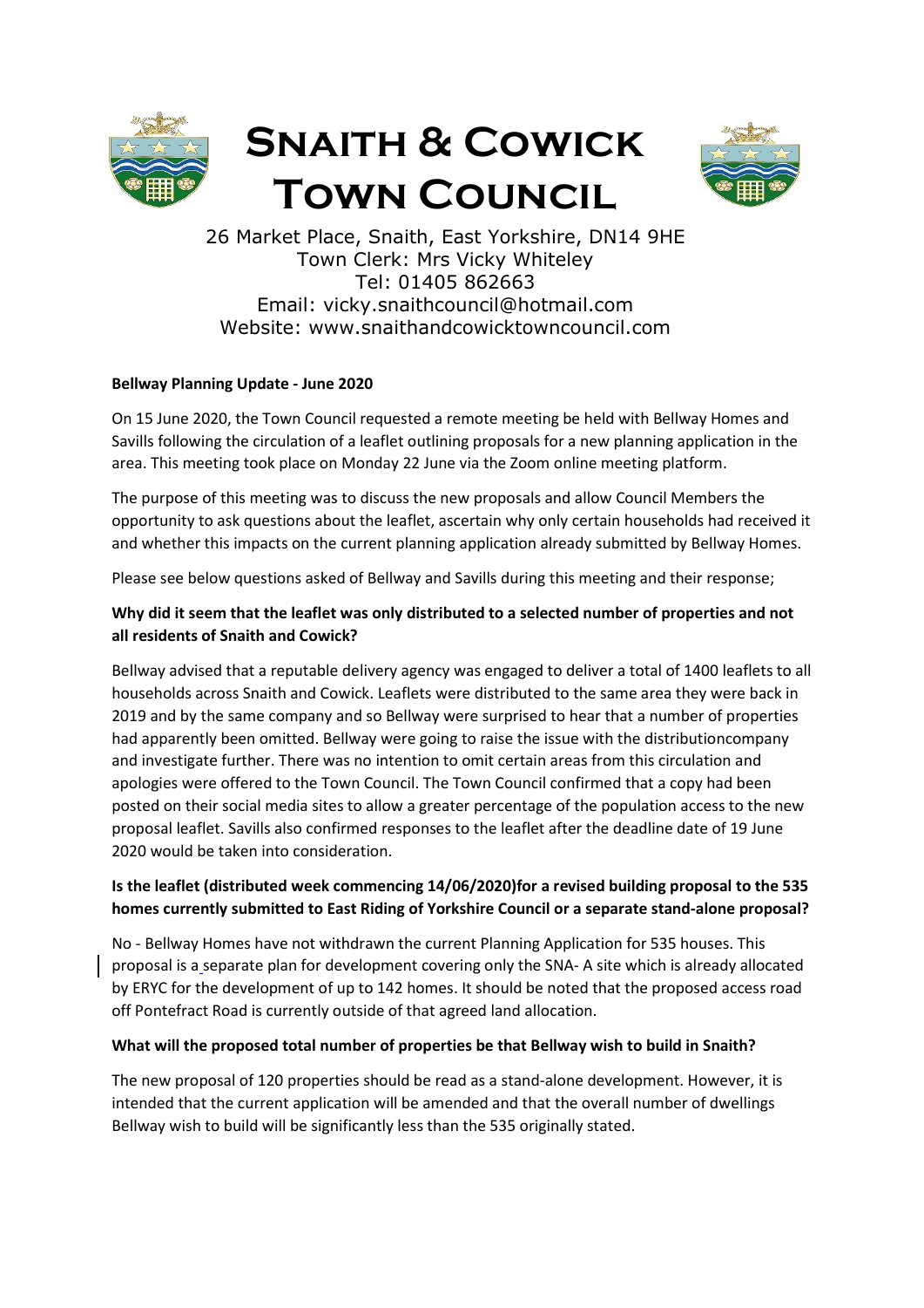# Snaith & Cowick Town Council

26 Market Place, Snaith, East Yorkshire, DN14 9HE
Town Clerk: Mrs Vicky Whiteley
Tel: 01405 862663
Email: vicky.snaithcouncil@hotmail.com
Website: www.snaithandcowicktowncouncil.com

**Bellway Planning Update - June 2020**

On 15 June 2020, the Town Council requested a remote meeting be held with Bellway Homes and Savills following the circulation of a leaflet outlining proposals for a new planning application in the area. This meeting took place on Monday 22 June via the Zoom online meeting platform.

The purpose of this meeting was to discuss the new proposals and allow Council Members the opportunity to ask questions about the leaflet, ascertain why only certain households had received it and whether this impacts on the current planning application already submitted by Bellway Homes.

Please see below questions asked of Bellway and Savills during this meeting and their response;

**Why did it seem that the leaflet was only distributed to a selected number of properties and not all residents of Snaith and Cowick?**

Bellway advised that a reputable delivery agency was engaged to deliver a total of 1400 leaflets to all households across Snaith and Cowick. Leaflets were distributed to the same area they were back in 2019 and by the same company and so Bellway were surprised to hear that a number of properties had apparently been omitted. Bellway were going to raise the issue with the distributioncompany and investigate further. There was no intention to omit certain areas from this circulation and apologies were offered to the Town Council. The Town Council confirmed that a copy had been posted on their social media sites to allow a greater percentage of the population access to the new proposal leaflet. Savills also confirmed responses to the leaflet after the deadline date of 19 June 2020 would be taken into consideration.

**Is the leaflet (distributed week commencing 14/06/2020)for a revised building proposal to the 535 homes currently submitted to East Riding of Yorkshire Council or a separate stand-alone proposal?**

No - Bellway Homes have not withdrawn the current Planning Application for 535 houses. This proposal is a separate plan for development covering only the SNA- A site which is already allocated by ERYC for the development of up to 142 homes. It should be noted that the proposed access road off Pontefract Road is currently outside of that agreed land allocation.

**What will the proposed total number of properties be that Bellway wish to build in Snaith?**

The new proposal of 120 properties should be read as a stand-alone development. However, it is intended that the current application will be amended and that the overall number of dwellings Bellway wish to build will be significantly less than the 535 originally stated.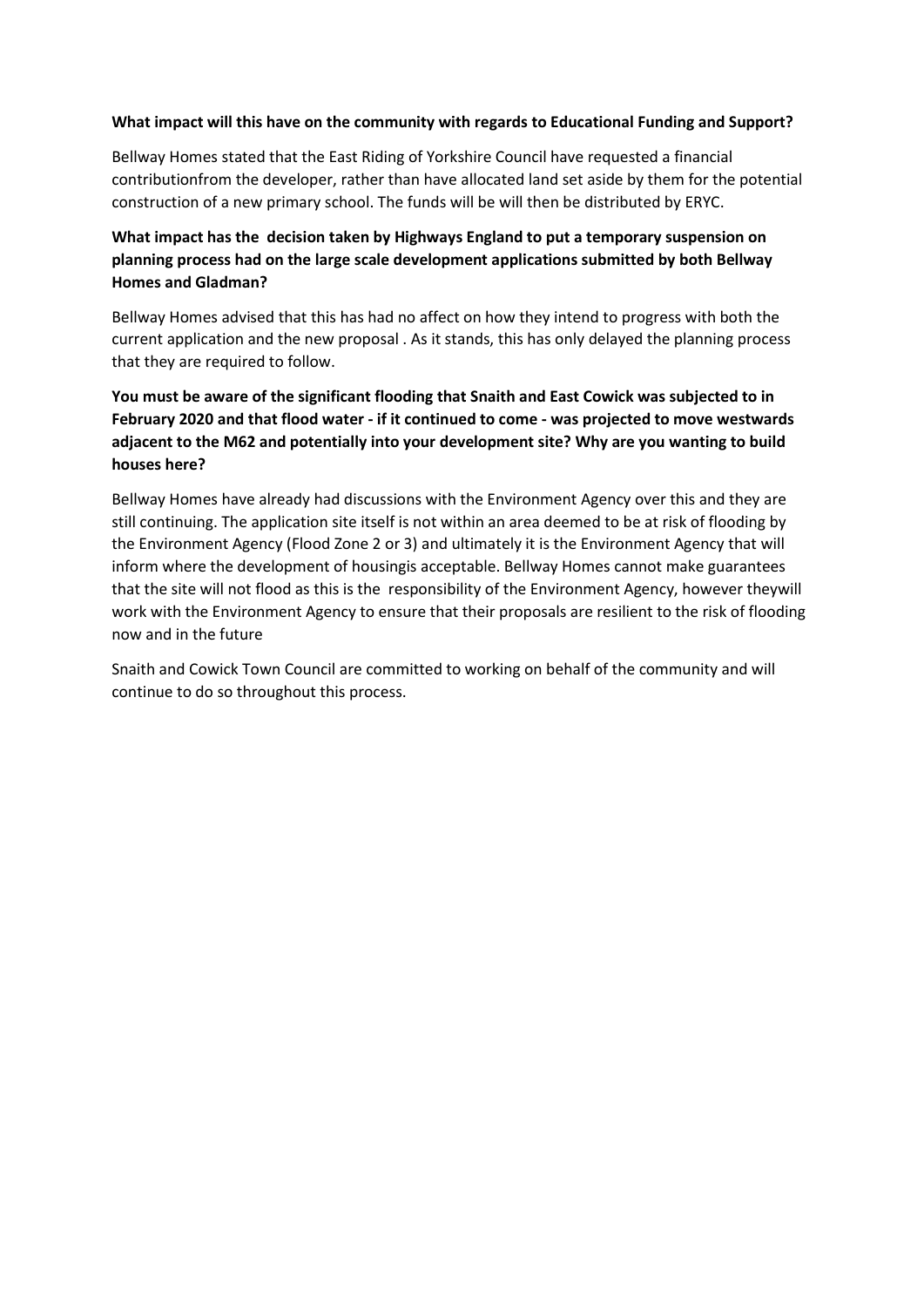**What impact will this have on the community with regards to Educational Funding and Support?**

Bellway Homes stated that the East Riding of Yorkshire Council have requested a financial contributionfrom the developer, rather than have allocated land set aside by them for the potential construction of a new primary school. The funds will be will then be distributed by ERYC.

**What impact has the decision taken by Highways England to put a temporary suspension on planning process had on the large scale development applications submitted by both Bellway Homes and Gladman?**

Bellway Homes advised that this has had no affect on how they intend to progress with both the current application and the new proposal . As it stands, this has only delayed the planning process that they are required to follow.

**You must be aware of the significant flooding that Snaith and East Cowick was subjected to in February 2020 and that flood water - if it continued to come - was projected to move westwards adjacent to the M62 and potentially into your development site? Why are you wanting to build houses here?**

Bellway Homes have already had discussions with the Environment Agency over this and they are still continuing. The application site itself is not within an area deemed to be at risk of flooding by the Environment Agency (Flood Zone 2 or 3) and ultimately it is the Environment Agency that will inform where the development of housingis acceptable. Bellway Homes cannot make guarantees that the site will not flood as this is the responsibility of the Environment Agency, however theywill work with the Environment Agency to ensure that their proposals are resilient to the risk of flooding now and in the future

Snaith and Cowick Town Council are committed to working on behalf of the community and will continue to do so throughout this process.